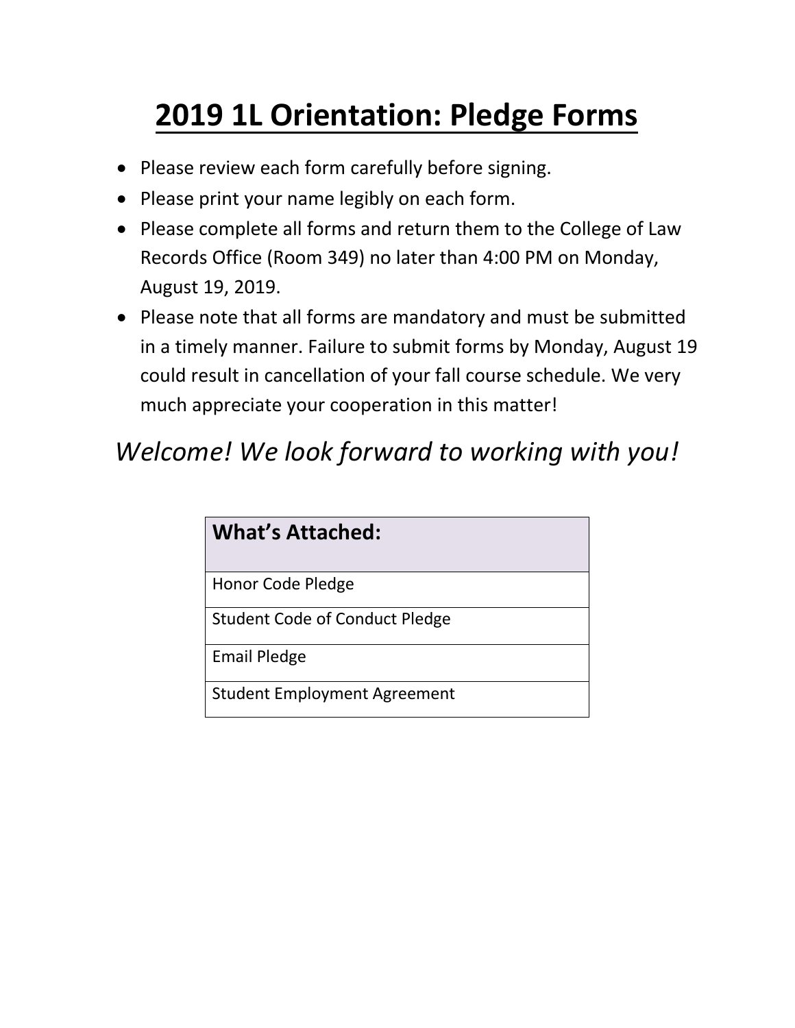# 2019 1L Orientation: Pledge Forms

- Please review each form carefully before signing.
- Please print your name legibly on each form.
- Please complete all forms and return them to the College of Law Records Office (Room 349) no later than 4:00 PM on Monday, August 19, 2019.
- Please note that all forms are mandatory and must be submitted in a timely manner. Failure to submit forms by Monday, August 19 could result in cancellation of your fall course schedule. We very much appreciate your cooperation in this matter!

*Welcome! We look forward to working with you!*

| **What's Attached:** |
|---|
| Honor Code Pledge |
| Student Code of Conduct Pledge |
| Email Pledge |
| Student Employment Agreement |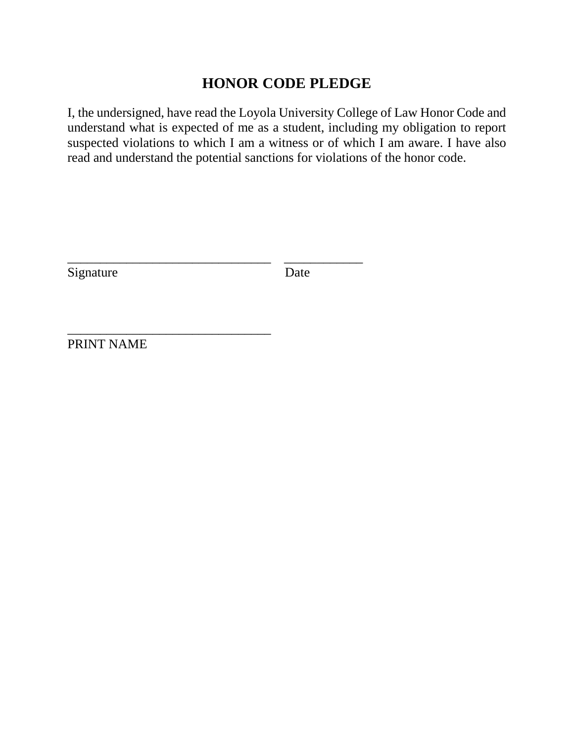# HONOR CODE PLEDGE

I, the undersigned, have read the Loyola University College of Law Honor Code and understand what is expected of me as a student, including my obligation to report suspected violations to which I am a witness or of which I am aware. I have also read and understand the potential sanctions for violations of the honor code.

_______________________________    ____________
Signature                                              Date

_______________________________
PRINT NAME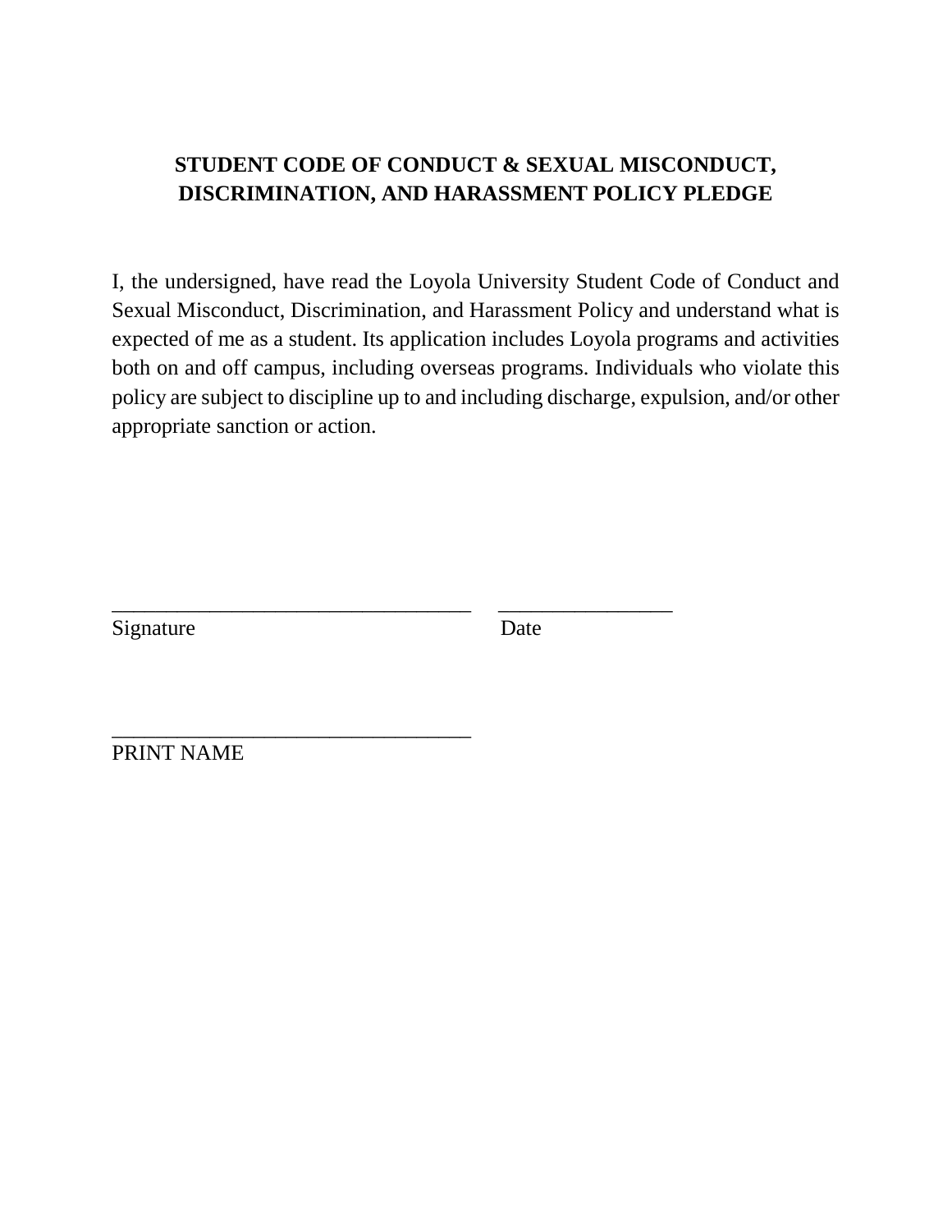**STUDENT CODE OF CONDUCT & SEXUAL MISCONDUCT, DISCRIMINATION, AND HARASSMENT POLICY PLEDGE**

I, the undersigned, have read the Loyola University Student Code of Conduct and Sexual Misconduct, Discrimination, and Harassment Policy and understand what is expected of me as a student. Its application includes Loyola programs and activities both on and off campus, including overseas programs. Individuals who violate this policy are subject to discipline up to and including discharge, expulsion, and/or other appropriate sanction or action.

_________________________________ ________________
Signature Date

_________________________________
PRINT NAME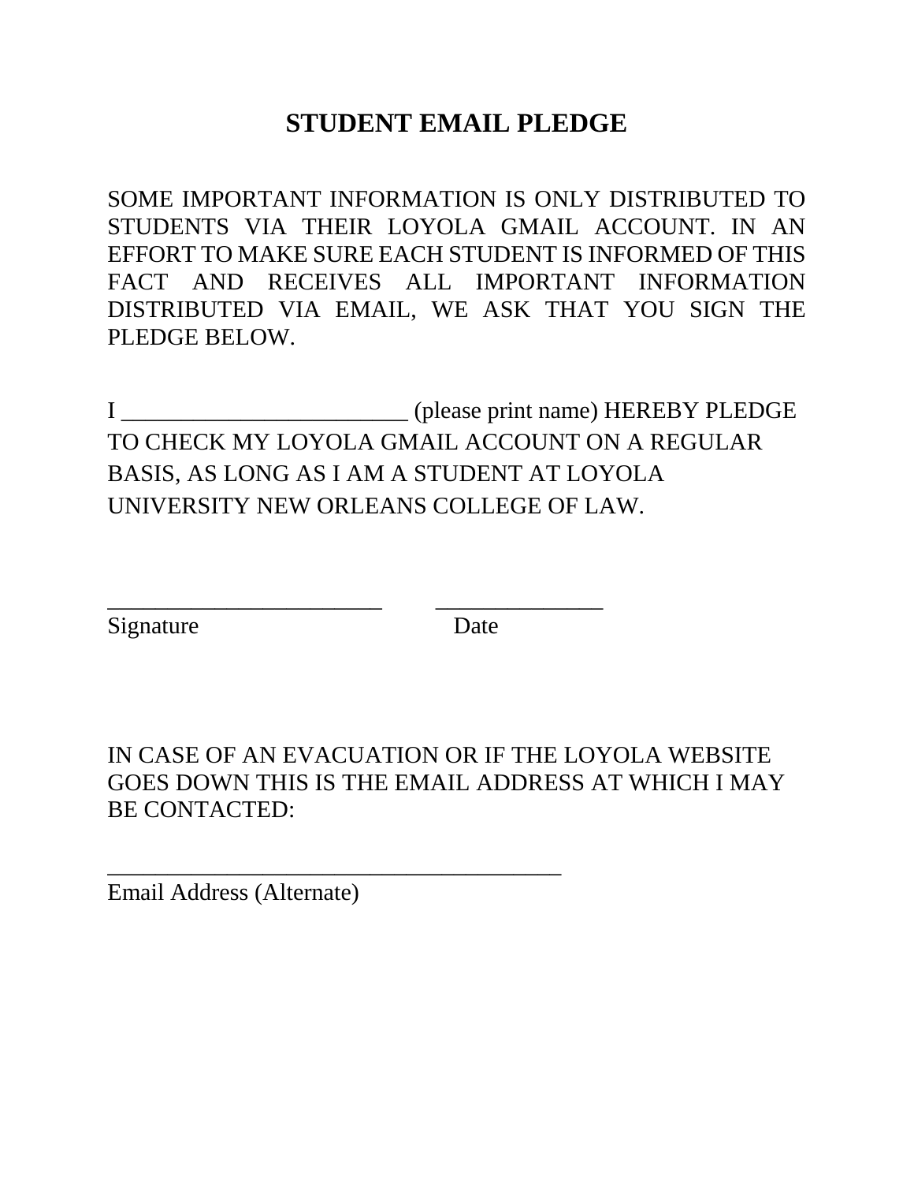# STUDENT EMAIL PLEDGE

SOME IMPORTANT INFORMATION IS ONLY DISTRIBUTED TO STUDENTS VIA THEIR LOYOLA GMAIL ACCOUNT. IN AN EFFORT TO MAKE SURE EACH STUDENT IS INFORMED OF THIS FACT AND RECEIVES ALL IMPORTANT INFORMATION DISTRIBUTED VIA EMAIL, WE ASK THAT YOU SIGN THE PLEDGE BELOW.

I ________________________ (please print name) HEREBY PLEDGE TO CHECK MY LOYOLA GMAIL ACCOUNT ON A REGULAR BASIS, AS LONG AS I AM A STUDENT AT LOYOLA UNIVERSITY NEW ORLEANS COLLEGE OF LAW.

________________________ ______________

Signature Date

IN CASE OF AN EVACUATION OR IF THE LOYOLA WEBSITE GOES DOWN THIS IS THE EMAIL ADDRESS AT WHICH I MAY BE CONTACTED:

_______________________________________

Email Address (Alternate)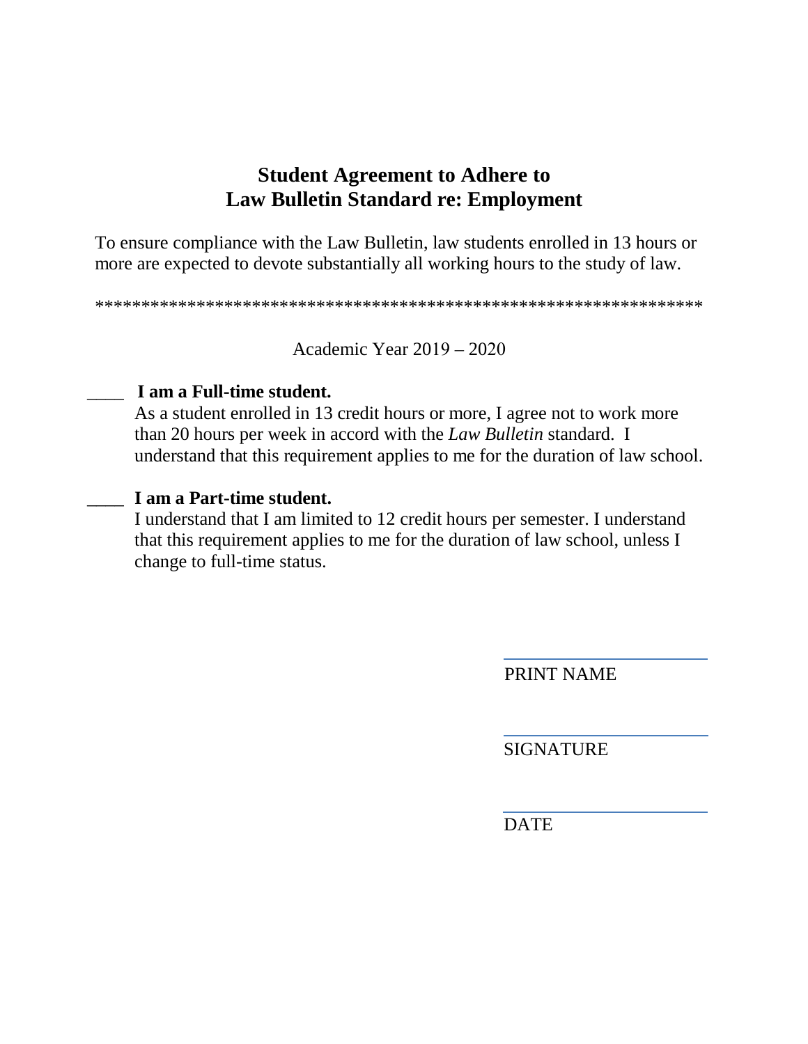# Student Agreement to Adhere to Law Bulletin Standard re: Employment

To ensure compliance with the Law Bulletin, law students enrolled in 13 hours or more are expected to devote substantially all working hours to the study of law.

*****************************************************************

Academic Year 2019 – 2020

____ **I am a Full-time student.**
As a student enrolled in 13 credit hours or more, I agree not to work more than 20 hours per week in accord with the *Law Bulletin* standard. I understand that this requirement applies to me for the duration of law school.

____ **I am a Part-time student.**
I understand that I am limited to 12 credit hours per semester. I understand that this requirement applies to me for the duration of law school, unless I change to full-time status.

______________________
PRINT NAME

______________________
SIGNATURE

______________________
DATE